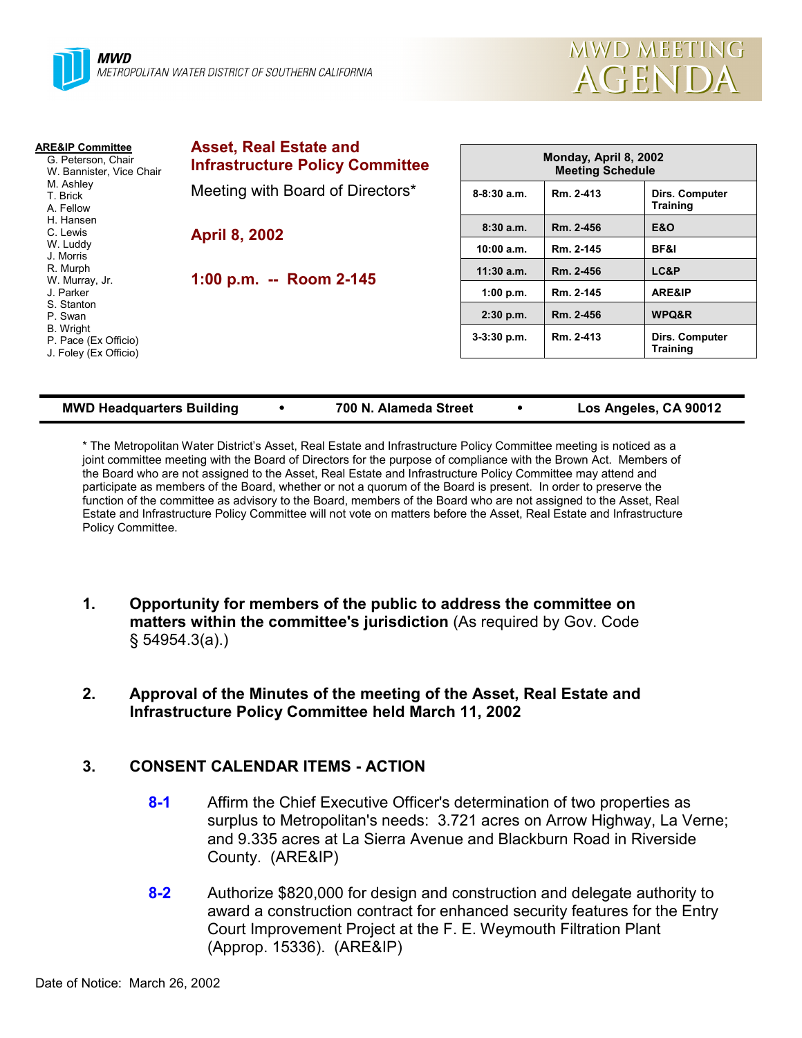**MWD**
METROPOLITAN WATER DISTRICT OF SOUTHERN CALIFORNIA

MWD MEETING
AGENDA

**ARE&IP Committee**
G. Peterson, Chair
W. Bannister, Vice Chair
M. Ashley
T. Brick
A. Fellow
H. Hansen
C. Lewis
W. Luddy
J. Morris
R. Murph
W. Murray, Jr.
J. Parker
S. Stanton
P. Swan
B. Wright
P. Pace (Ex Officio)
J. Foley (Ex Officio)

## Asset, Real Estate and Infrastructure Policy Committee

Meeting with Board of Directors*

**April 8, 2002**

**1:00 p.m. -- Room 2-145**

| Monday, April 8, 2002 Meeting Schedule | | |
|---|---|---|
| 8-8:30 a.m. | Rm. 2-413 | Dirs. Computer Training |
| 8:30 a.m. | Rm. 2-456 | E&O |
| 10:00 a.m. | Rm. 2-145 | BF&I |
| 11:30 a.m. | Rm. 2-456 | LC&P |
| 1:00 p.m. | Rm. 2-145 | ARE&IP |
| 2:30 p.m. | Rm. 2-456 | WPQ&R |
| 3-3:30 p.m. | Rm. 2-413 | Dirs. Computer Training |

**MWD Headquarters Building • 700 N. Alameda Street • Los Angeles, CA 90012**

* The Metropolitan Water District's Asset, Real Estate and Infrastructure Policy Committee meeting is noticed as a joint committee meeting with the Board of Directors for the purpose of compliance with the Brown Act. Members of the Board who are not assigned to the Asset, Real Estate and Infrastructure Policy Committee may attend and participate as members of the Board, whether or not a quorum of the Board is present. In order to preserve the function of the committee as advisory to the Board, members of the Board who are not assigned to the Asset, Real Estate and Infrastructure Policy Committee will not vote on matters before the Asset, Real Estate and Infrastructure Policy Committee.

1. **Opportunity for members of the public to address the committee on matters within the committee's jurisdiction** (As required by Gov. Code § 54954.3(a).)

2. **Approval of the Minutes of the meeting of the Asset, Real Estate and Infrastructure Policy Committee held March 11, 2002**

3. **CONSENT CALENDAR ITEMS - ACTION**

   **8-1** Affirm the Chief Executive Officer's determination of two properties as surplus to Metropolitan's needs: 3.721 acres on Arrow Highway, La Verne; and 9.335 acres at La Sierra Avenue and Blackburn Road in Riverside County. (ARE&IP)

   **8-2** Authorize $820,000 for design and construction and delegate authority to award a construction contract for enhanced security features for the Entry Court Improvement Project at the F. E. Weymouth Filtration Plant (Approp. 15336). (ARE&IP)

Date of Notice: March 26, 2002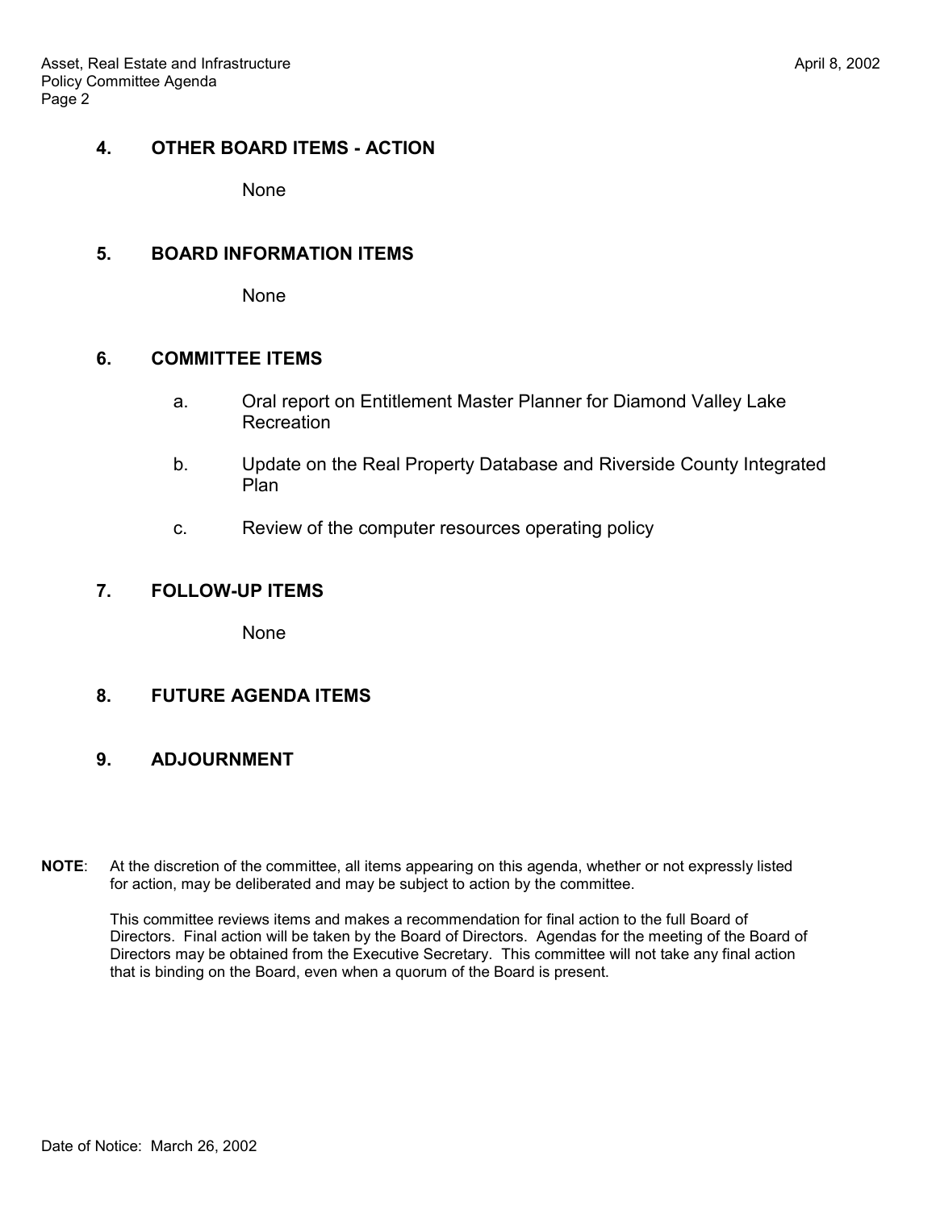## 4. OTHER BOARD ITEMS - ACTION

None

## 5. BOARD INFORMATION ITEMS

None

## 6. COMMITTEE ITEMS

a. Oral report on Entitlement Master Planner for Diamond Valley Lake Recreation

b. Update on the Real Property Database and Riverside County Integrated Plan

c. Review of the computer resources operating policy

## 7. FOLLOW-UP ITEMS

None

## 8. FUTURE AGENDA ITEMS

## 9. ADJOURNMENT

**NOTE**: At the discretion of the committee, all items appearing on this agenda, whether or not expressly listed for action, may be deliberated and may be subject to action by the committee.

This committee reviews items and makes a recommendation for final action to the full Board of Directors. Final action will be taken by the Board of Directors. Agendas for the meeting of the Board of Directors may be obtained from the Executive Secretary. This committee will not take any final action that is binding on the Board, even when a quorum of the Board is present.

Date of Notice: March 26, 2002